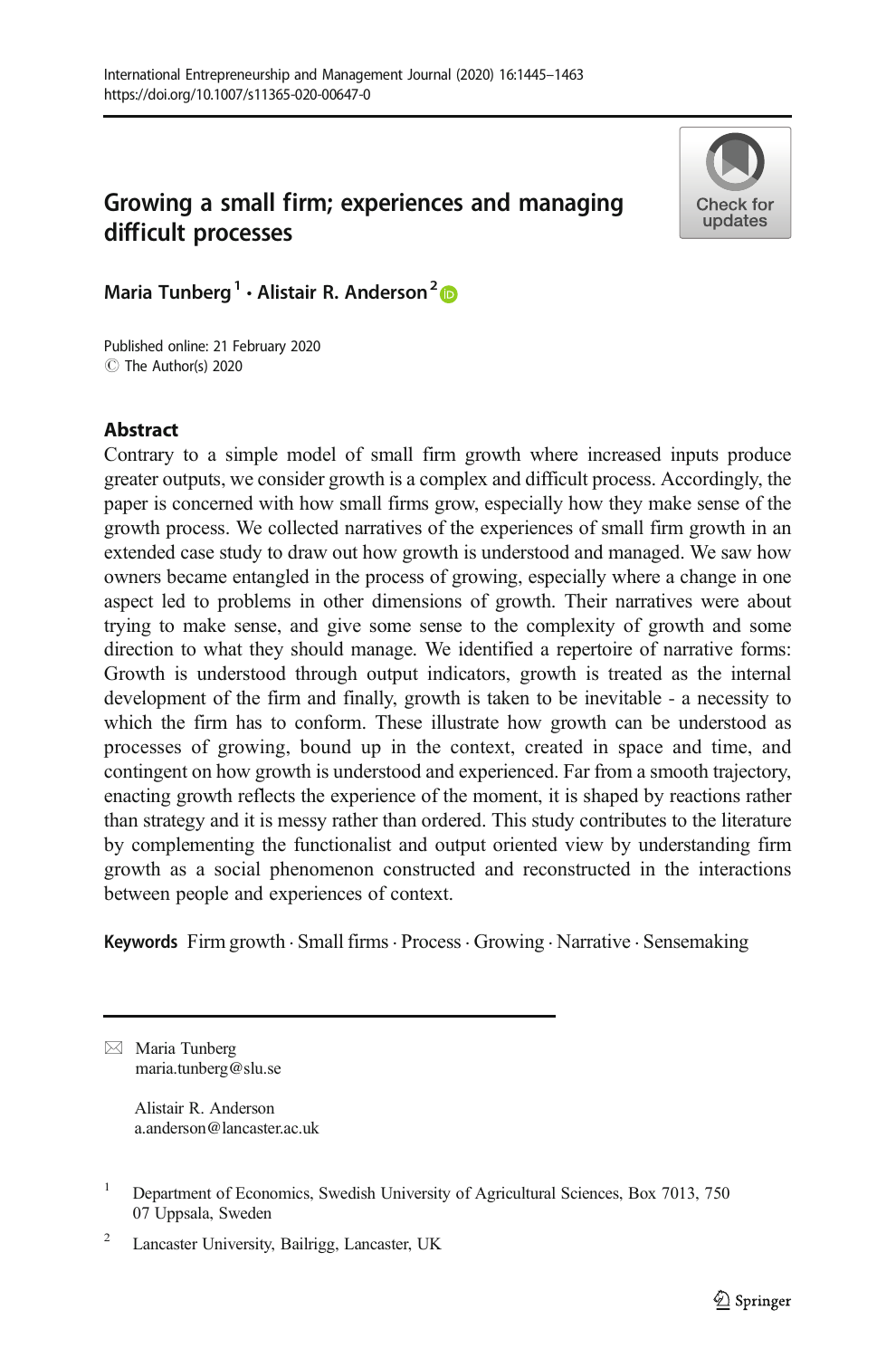# Growing a small firm; experiences and managing difficult processes

**Maria Tunberg**[1] **· Alistair R. Anderson**[2]

Published online: 21 February 2020
© The Author(s) 2020

## Abstract

Contrary to a simple model of small firm growth where increased inputs produce greater outputs, we consider growth is a complex and difficult process. Accordingly, the paper is concerned with how small firms grow, especially how they make sense of the growth process. We collected narratives of the experiences of small firm growth in an extended case study to draw out how growth is understood and managed. We saw how owners became entangled in the process of growing, especially where a change in one aspect led to problems in other dimensions of growth. Their narratives were about trying to make sense, and give some sense to the complexity of growth and some direction to what they should manage. We identified a repertoire of narrative forms: Growth is understood through output indicators, growth is treated as the internal development of the firm and finally, growth is taken to be inevitable - a necessity to which the firm has to conform. These illustrate how growth can be understood as processes of growing, bound up in the context, created in space and time, and contingent on how growth is understood and experienced. Far from a smooth trajectory, enacting growth reflects the experience of the moment, it is shaped by reactions rather than strategy and it is messy rather than ordered. This study contributes to the literature by complementing the functionalist and output oriented view by understanding firm growth as a social phenomenon constructed and reconstructed in the interactions between people and experiences of context.

**Keywords** Firm growth · Small firms · Process · Growing · Narrative · Sensemaking

---

✉ Maria Tunberg
maria.tunberg@slu.se

Alistair R. Anderson
a.anderson@lancaster.ac.uk

[1] Department of Economics, Swedish University of Agricultural Sciences, Box 7013, 750 07 Uppsala, Sweden

[2] Lancaster University, Bailrigg, Lancaster, UK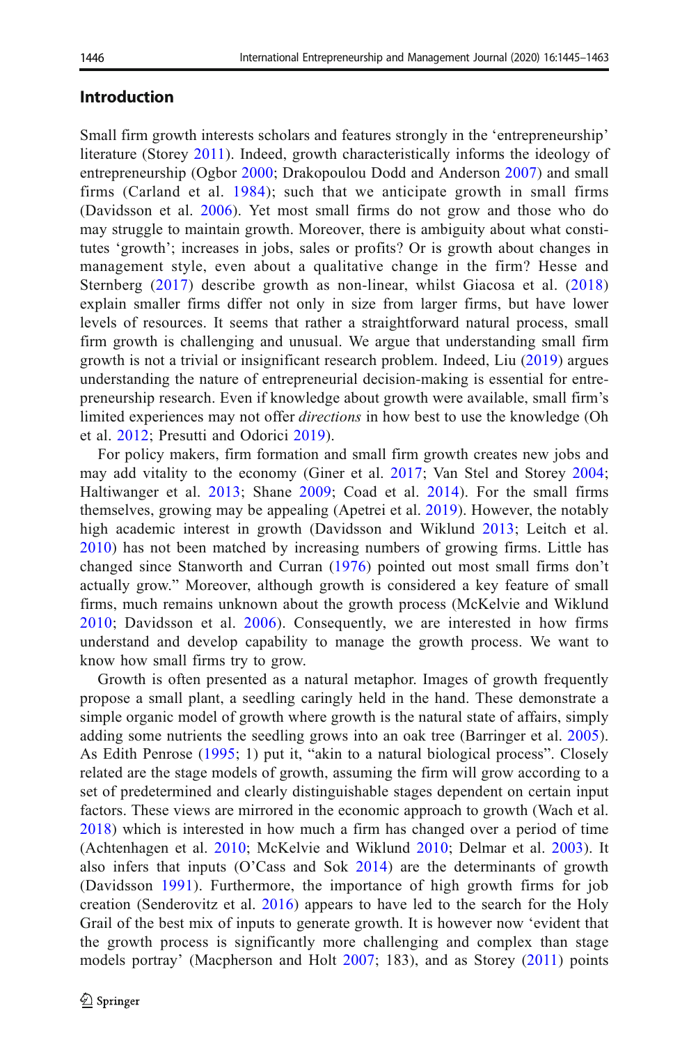## Introduction

Small firm growth interests scholars and features strongly in the 'entrepreneurship' literature (Storey 2011). Indeed, growth characteristically informs the ideology of entrepreneurship (Ogbor 2000; Drakopoulou Dodd and Anderson 2007) and small firms (Carland et al. 1984); such that we anticipate growth in small firms (Davidsson et al. 2006). Yet most small firms do not grow and those who do may struggle to maintain growth. Moreover, there is ambiguity about what constitutes 'growth'; increases in jobs, sales or profits? Or is growth about changes in management style, even about a qualitative change in the firm? Hesse and Sternberg (2017) describe growth as non-linear, whilst Giacosa et al. (2018) explain smaller firms differ not only in size from larger firms, but have lower levels of resources. It seems that rather a straightforward natural process, small firm growth is challenging and unusual. We argue that understanding small firm growth is not a trivial or insignificant research problem. Indeed, Liu (2019) argues understanding the nature of entrepreneurial decision-making is essential for entrepreneurship research. Even if knowledge about growth were available, small firm's limited experiences may not offer *directions* in how best to use the knowledge (Oh et al. 2012; Presutti and Odorici 2019).

For policy makers, firm formation and small firm growth creates new jobs and may add vitality to the economy (Giner et al. 2017; Van Stel and Storey 2004; Haltiwanger et al. 2013; Shane 2009; Coad et al. 2014). For the small firms themselves, growing may be appealing (Apetrei et al. 2019). However, the notably high academic interest in growth (Davidsson and Wiklund 2013; Leitch et al. 2010) has not been matched by increasing numbers of growing firms. Little has changed since Stanworth and Curran (1976) pointed out most small firms don't actually grow." Moreover, although growth is considered a key feature of small firms, much remains unknown about the growth process (McKelvie and Wiklund 2010; Davidsson et al. 2006). Consequently, we are interested in how firms understand and develop capability to manage the growth process. We want to know how small firms try to grow.

Growth is often presented as a natural metaphor. Images of growth frequently propose a small plant, a seedling caringly held in the hand. These demonstrate a simple organic model of growth where growth is the natural state of affairs, simply adding some nutrients the seedling grows into an oak tree (Barringer et al. 2005). As Edith Penrose (1995; 1) put it, "akin to a natural biological process". Closely related are the stage models of growth, assuming the firm will grow according to a set of predetermined and clearly distinguishable stages dependent on certain input factors. These views are mirrored in the economic approach to growth (Wach et al. 2018) which is interested in how much a firm has changed over a period of time (Achtenhagen et al. 2010; McKelvie and Wiklund 2010; Delmar et al. 2003). It also infers that inputs (O'Cass and Sok 2014) are the determinants of growth (Davidsson 1991). Furthermore, the importance of high growth firms for job creation (Senderovitz et al. 2016) appears to have led to the search for the Holy Grail of the best mix of inputs to generate growth. It is however now 'evident that the growth process is significantly more challenging and complex than stage models portray' (Macpherson and Holt 2007; 183), and as Storey (2011) points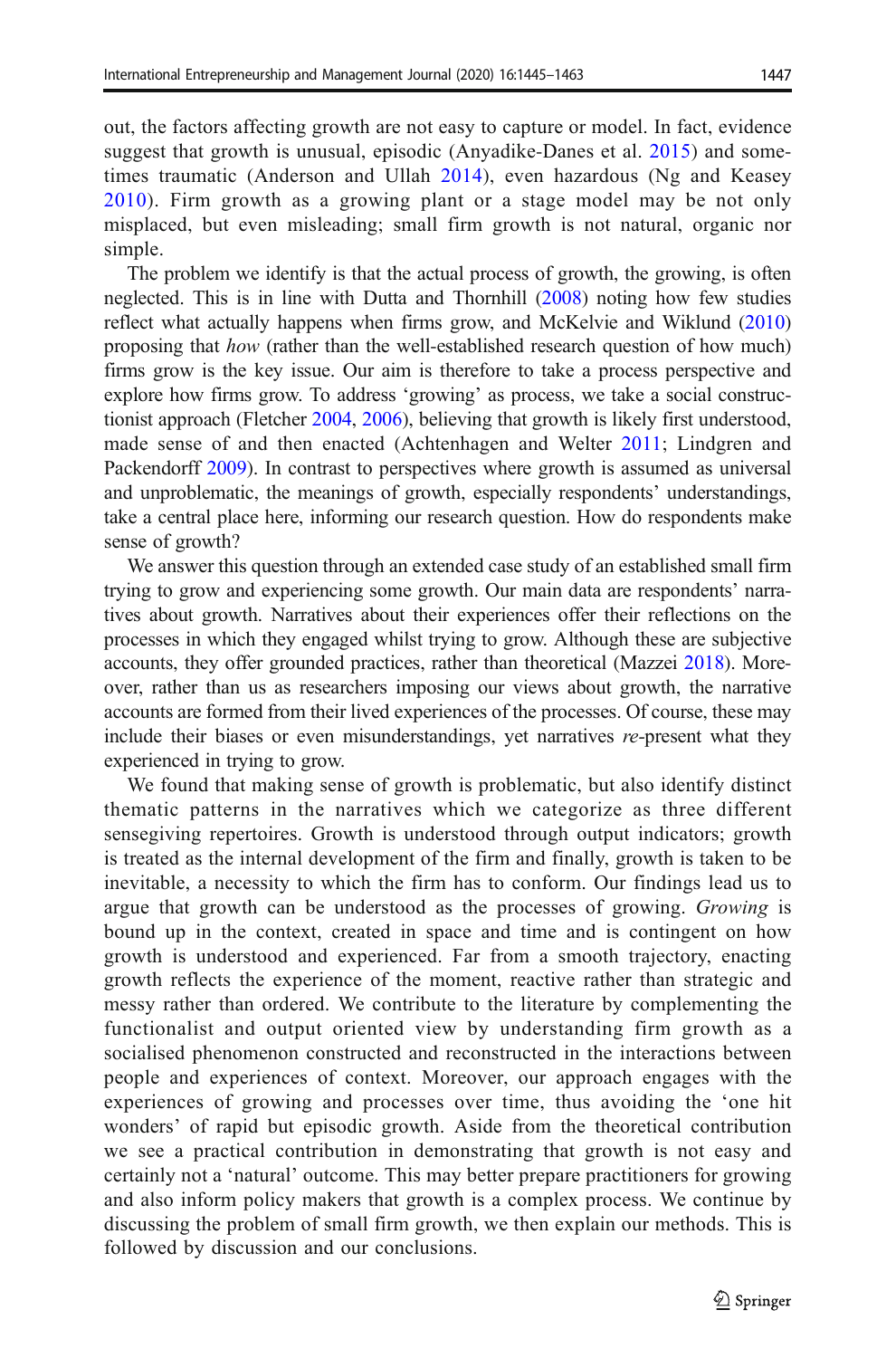out, the factors affecting growth are not easy to capture or model. In fact, evidence suggest that growth is unusual, episodic (Anyadike-Danes et al. 2015) and sometimes traumatic (Anderson and Ullah 2014), even hazardous (Ng and Keasey 2010). Firm growth as a growing plant or a stage model may be not only misplaced, but even misleading; small firm growth is not natural, organic nor simple.

The problem we identify is that the actual process of growth, the growing, is often neglected. This is in line with Dutta and Thornhill (2008) noting how few studies reflect what actually happens when firms grow, and McKelvie and Wiklund (2010) proposing that *how* (rather than the well-established research question of how much) firms grow is the key issue. Our aim is therefore to take a process perspective and explore how firms grow. To address 'growing' as process, we take a social constructionist approach (Fletcher 2004, 2006), believing that growth is likely first understood, made sense of and then enacted (Achtenhagen and Welter 2011; Lindgren and Packendorff 2009). In contrast to perspectives where growth is assumed as universal and unproblematic, the meanings of growth, especially respondents' understandings, take a central place here, informing our research question. How do respondents make sense of growth?

We answer this question through an extended case study of an established small firm trying to grow and experiencing some growth. Our main data are respondents' narratives about growth. Narratives about their experiences offer their reflections on the processes in which they engaged whilst trying to grow. Although these are subjective accounts, they offer grounded practices, rather than theoretical (Mazzei 2018). Moreover, rather than us as researchers imposing our views about growth, the narrative accounts are formed from their lived experiences of the processes. Of course, these may include their biases or even misunderstandings, yet narratives *re*-present what they experienced in trying to grow.

We found that making sense of growth is problematic, but also identify distinct thematic patterns in the narratives which we categorize as three different sensegiving repertoires. Growth is understood through output indicators; growth is treated as the internal development of the firm and finally, growth is taken to be inevitable, a necessity to which the firm has to conform. Our findings lead us to argue that growth can be understood as the processes of growing. *Growing* is bound up in the context, created in space and time and is contingent on how growth is understood and experienced. Far from a smooth trajectory, enacting growth reflects the experience of the moment, reactive rather than strategic and messy rather than ordered. We contribute to the literature by complementing the functionalist and output oriented view by understanding firm growth as a socialised phenomenon constructed and reconstructed in the interactions between people and experiences of context. Moreover, our approach engages with the experiences of growing and processes over time, thus avoiding the 'one hit wonders' of rapid but episodic growth. Aside from the theoretical contribution we see a practical contribution in demonstrating that growth is not easy and certainly not a 'natural' outcome. This may better prepare practitioners for growing and also inform policy makers that growth is a complex process. We continue by discussing the problem of small firm growth, we then explain our methods. This is followed by discussion and our conclusions.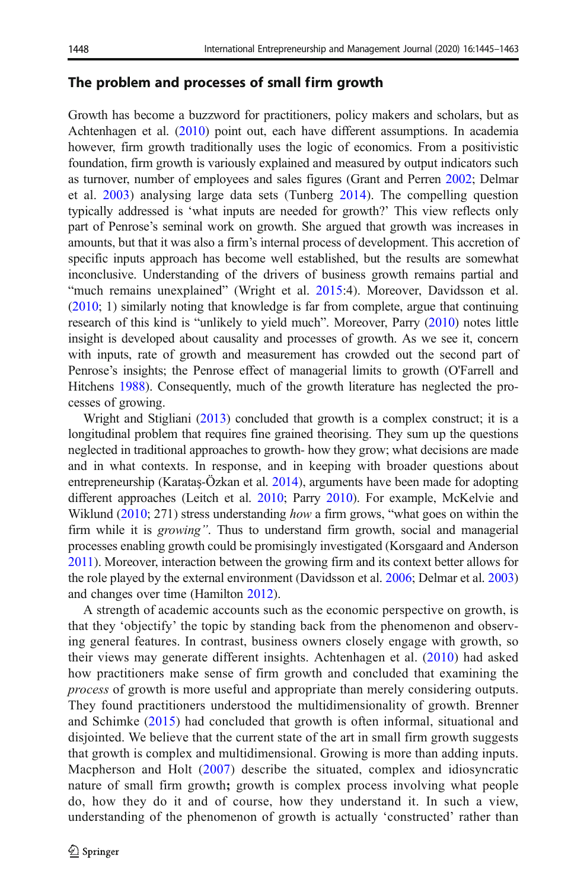## The problem and processes of small firm growth

Growth has become a buzzword for practitioners, policy makers and scholars, but as Achtenhagen et al. (2010) point out, each have different assumptions. In academia however, firm growth traditionally uses the logic of economics. From a positivistic foundation, firm growth is variously explained and measured by output indicators such as turnover, number of employees and sales figures (Grant and Perren 2002; Delmar et al. 2003) analysing large data sets (Tunberg 2014). The compelling question typically addressed is 'what inputs are needed for growth?' This view reflects only part of Penrose's seminal work on growth. She argued that growth was increases in amounts, but that it was also a firm's internal process of development. This accretion of specific inputs approach has become well established, but the results are somewhat inconclusive. Understanding of the drivers of business growth remains partial and "much remains unexplained" (Wright et al. 2015:4). Moreover, Davidsson et al. (2010; 1) similarly noting that knowledge is far from complete, argue that continuing research of this kind is "unlikely to yield much". Moreover, Parry (2010) notes little insight is developed about causality and processes of growth. As we see it, concern with inputs, rate of growth and measurement has crowded out the second part of Penrose's insights; the Penrose effect of managerial limits to growth (O'Farrell and Hitchens 1988). Consequently, much of the growth literature has neglected the processes of growing.

Wright and Stigliani (2013) concluded that growth is a complex construct; it is a longitudinal problem that requires fine grained theorising. They sum up the questions neglected in traditional approaches to growth- how they grow; what decisions are made and in what contexts. In response, and in keeping with broader questions about entrepreneurship (Karataş-Özkan et al. 2014), arguments have been made for adopting different approaches (Leitch et al. 2010; Parry 2010). For example, McKelvie and Wiklund (2010; 271) stress understanding *how* a firm grows, "what goes on within the firm while it is *growing*". Thus to understand firm growth, social and managerial processes enabling growth could be promisingly investigated (Korsgaard and Anderson 2011). Moreover, interaction between the growing firm and its context better allows for the role played by the external environment (Davidsson et al. 2006; Delmar et al. 2003) and changes over time (Hamilton 2012).

A strength of academic accounts such as the economic perspective on growth, is that they 'objectify' the topic by standing back from the phenomenon and observing general features. In contrast, business owners closely engage with growth, so their views may generate different insights. Achtenhagen et al. (2010) had asked how practitioners make sense of firm growth and concluded that examining the *process* of growth is more useful and appropriate than merely considering outputs. They found practitioners understood the multidimensionality of growth. Brenner and Schimke (2015) had concluded that growth is often informal, situational and disjointed. We believe that the current state of the art in small firm growth suggests that growth is complex and multidimensional. Growing is more than adding inputs. Macpherson and Holt (2007) describe the situated, complex and idiosyncratic nature of small firm growth**;** growth is complex process involving what people do, how they do it and of course, how they understand it. In such a view, understanding of the phenomenon of growth is actually 'constructed' rather than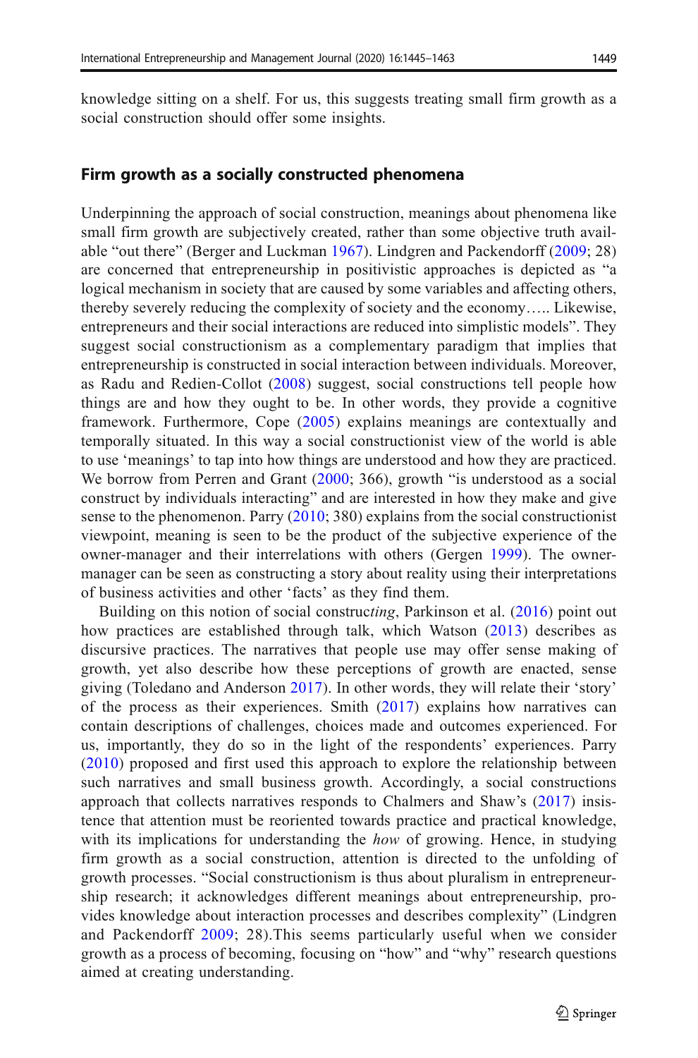knowledge sitting on a shelf. For us, this suggests treating small firm growth as a social construction should offer some insights.

## Firm growth as a socially constructed phenomena

Underpinning the approach of social construction, meanings about phenomena like small firm growth are subjectively created, rather than some objective truth available "out there" (Berger and Luckman 1967). Lindgren and Packendorff (2009; 28) are concerned that entrepreneurship in positivistic approaches is depicted as "a logical mechanism in society that are caused by some variables and affecting others, thereby severely reducing the complexity of society and the economy….. Likewise, entrepreneurs and their social interactions are reduced into simplistic models". They suggest social constructionism as a complementary paradigm that implies that entrepreneurship is constructed in social interaction between individuals. Moreover, as Radu and Redien-Collot (2008) suggest, social constructions tell people how things are and how they ought to be. In other words, they provide a cognitive framework. Furthermore, Cope (2005) explains meanings are contextually and temporally situated. In this way a social constructionist view of the world is able to use 'meanings' to tap into how things are understood and how they are practiced. We borrow from Perren and Grant (2000; 366), growth "is understood as a social construct by individuals interacting" and are interested in how they make and give sense to the phenomenon. Parry (2010; 380) explains from the social constructionist viewpoint, meaning is seen to be the product of the subjective experience of the owner-manager and their interrelations with others (Gergen 1999). The owner-manager can be seen as constructing a story about reality using their interpretations of business activities and other 'facts' as they find them.

Building on this notion of social construct*ing*, Parkinson et al. (2016) point out how practices are established through talk, which Watson (2013) describes as discursive practices. The narratives that people use may offer sense making of growth, yet also describe how these perceptions of growth are enacted, sense giving (Toledano and Anderson 2017). In other words, they will relate their 'story' of the process as their experiences. Smith (2017) explains how narratives can contain descriptions of challenges, choices made and outcomes experienced. For us, importantly, they do so in the light of the respondents' experiences. Parry (2010) proposed and first used this approach to explore the relationship between such narratives and small business growth. Accordingly, a social constructions approach that collects narratives responds to Chalmers and Shaw's (2017) insistence that attention must be reoriented towards practice and practical knowledge, with its implications for understanding the *how* of growing. Hence, in studying firm growth as a social construction, attention is directed to the unfolding of growth processes. "Social constructionism is thus about pluralism in entrepreneurship research; it acknowledges different meanings about entrepreneurship, provides knowledge about interaction processes and describes complexity" (Lindgren and Packendorff 2009; 28).This seems particularly useful when we consider growth as a process of becoming, focusing on "how" and "why" research questions aimed at creating understanding.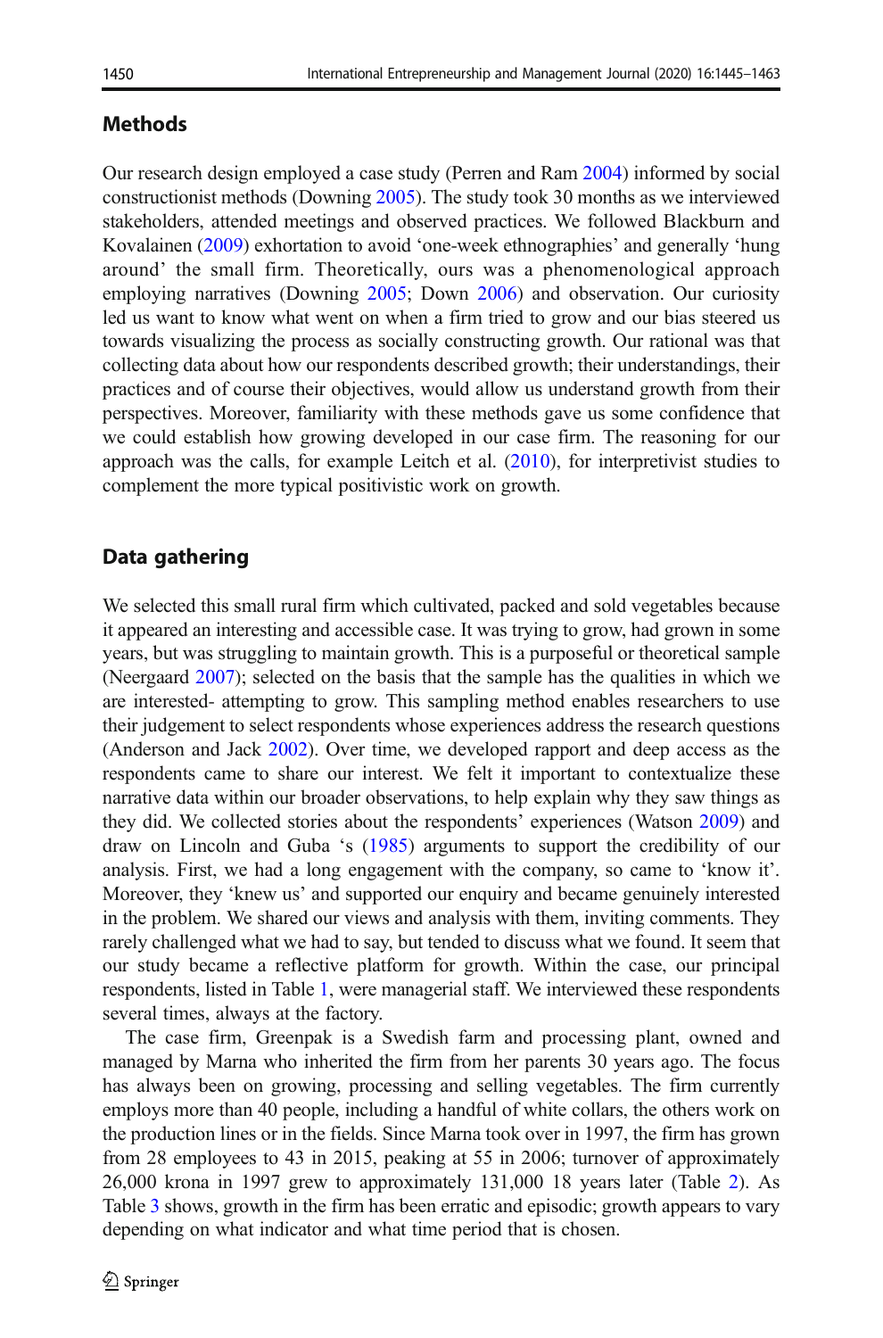## Methods

Our research design employed a case study (Perren and Ram 2004) informed by social constructionist methods (Downing 2005). The study took 30 months as we interviewed stakeholders, attended meetings and observed practices. We followed Blackburn and Kovalainen (2009) exhortation to avoid 'one-week ethnographies' and generally 'hung around' the small firm. Theoretically, ours was a phenomenological approach employing narratives (Downing 2005; Down 2006) and observation. Our curiosity led us want to know what went on when a firm tried to grow and our bias steered us towards visualizing the process as socially constructing growth. Our rational was that collecting data about how our respondents described growth; their understandings, their practices and of course their objectives, would allow us understand growth from their perspectives. Moreover, familiarity with these methods gave us some confidence that we could establish how growing developed in our case firm. The reasoning for our approach was the calls, for example Leitch et al. (2010), for interpretivist studies to complement the more typical positivistic work on growth.

## Data gathering

We selected this small rural firm which cultivated, packed and sold vegetables because it appeared an interesting and accessible case. It was trying to grow, had grown in some years, but was struggling to maintain growth. This is a purposeful or theoretical sample (Neergaard 2007); selected on the basis that the sample has the qualities in which we are interested- attempting to grow. This sampling method enables researchers to use their judgement to select respondents whose experiences address the research questions (Anderson and Jack 2002). Over time, we developed rapport and deep access as the respondents came to share our interest. We felt it important to contextualize these narrative data within our broader observations, to help explain why they saw things as they did. We collected stories about the respondents' experiences (Watson 2009) and draw on Lincoln and Guba 's (1985) arguments to support the credibility of our analysis. First, we had a long engagement with the company, so came to 'know it'. Moreover, they 'knew us' and supported our enquiry and became genuinely interested in the problem. We shared our views and analysis with them, inviting comments. They rarely challenged what we had to say, but tended to discuss what we found. It seem that our study became a reflective platform for growth. Within the case, our principal respondents, listed in Table 1, were managerial staff. We interviewed these respondents several times, always at the factory.

The case firm, Greenpak is a Swedish farm and processing plant, owned and managed by Marna who inherited the firm from her parents 30 years ago. The focus has always been on growing, processing and selling vegetables. The firm currently employs more than 40 people, including a handful of white collars, the others work on the production lines or in the fields. Since Marna took over in 1997, the firm has grown from 28 employees to 43 in 2015, peaking at 55 in 2006; turnover of approximately 26,000 krona in 1997 grew to approximately 131,000 18 years later (Table 2). As Table 3 shows, growth in the firm has been erratic and episodic; growth appears to vary depending on what indicator and what time period that is chosen.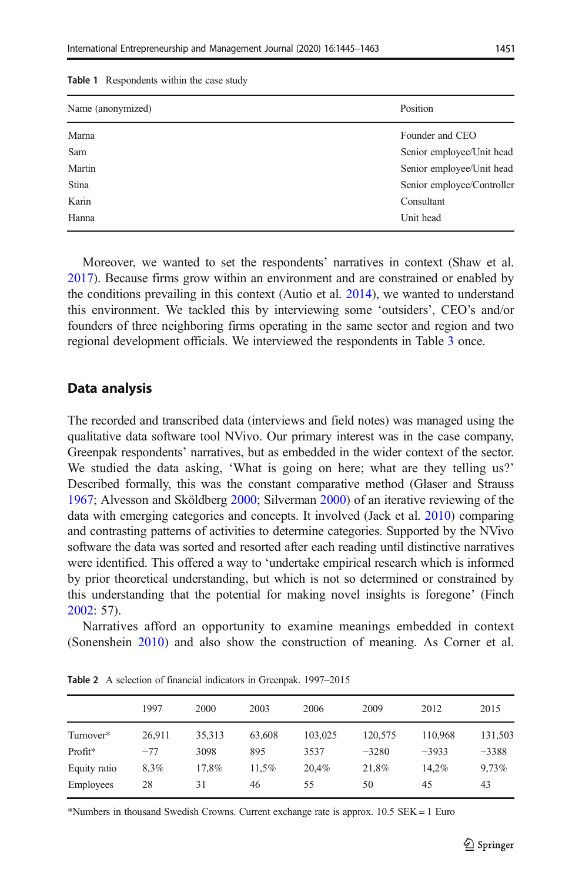Table 1 Respondents within the case study

| Name (anonymized) | Position |
|---|---|
| Marna | Founder and CEO |
| Sam | Senior employee/Unit head |
| Martin | Senior employee/Unit head |
| Stina | Senior employee/Controller |
| Karin | Consultant |
| Hanna | Unit head |

Moreover, we wanted to set the respondents' narratives in context (Shaw et al. 2017). Because firms grow within an environment and are constrained or enabled by the conditions prevailing in this context (Autio et al. 2014), we wanted to understand this environment. We tackled this by interviewing some 'outsiders', CEO's and/or founders of three neighboring firms operating in the same sector and region and two regional development officials. We interviewed the respondents in Table 3 once.

## Data analysis

The recorded and transcribed data (interviews and field notes) was managed using the qualitative data software tool NVivo. Our primary interest was in the case company, Greenpak respondents' narratives, but as embedded in the wider context of the sector. We studied the data asking, 'What is going on here; what are they telling us?' Described formally, this was the constant comparative method (Glaser and Strauss 1967; Alvesson and Sköldberg 2000; Silverman 2000) of an iterative reviewing of the data with emerging categories and concepts. It involved (Jack et al. 2010) comparing and contrasting patterns of activities to determine categories. Supported by the NVivo software the data was sorted and resorted after each reading until distinctive narratives were identified. This offered a way to 'undertake empirical research which is informed by prior theoretical understanding, but which is not so determined or constrained by this understanding that the potential for making novel insights is foregone' (Finch 2002: 57).

Narratives afford an opportunity to examine meanings embedded in context (Sonenshein 2010) and also show the construction of meaning. As Corner et al.

Table 2 A selection of financial indicators in Greenpak. 1997–2015

| | 1997 | 2000 | 2003 | 2006 | 2009 | 2012 | 2015 |
|---|---|---|---|---|---|---|---|
| Turnover* | 26,911 | 35,313 | 63,608 | 103,025 | 120,575 | 110,968 | 131,503 |
| Profit* | −77 | 3098 | 895 | 3537 | −3280 | −3933 | −3388 |
| Equity ratio | 8,3% | 17,8% | 11,5% | 20,4% | 21,8% | 14,2% | 9,73% |
| Employees | 28 | 31 | 46 | 55 | 50 | 45 | 43 |

*Numbers in thousand Swedish Crowns. Current exchange rate is approx. 10.5 SEK = 1 Euro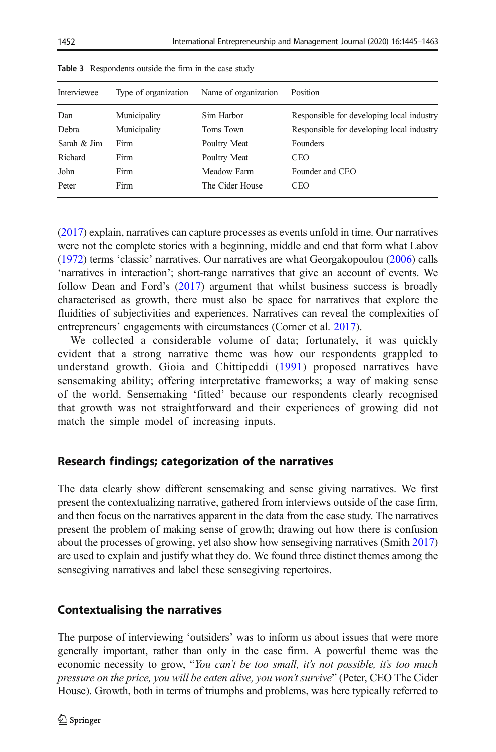Table 3 Respondents outside the firm in the case study

| Interviewee | Type of organization | Name of organization | Position |
|---|---|---|---|
| Dan | Municipality | Sim Harbor | Responsible for developing local industry |
| Debra | Municipality | Toms Town | Responsible for developing local industry |
| Sarah & Jim | Firm | Poultry Meat | Founders |
| Richard | Firm | Poultry Meat | CEO |
| John | Firm | Meadow Farm | Founder and CEO |
| Peter | Firm | The Cider House | CEO |

(2017) explain, narratives can capture processes as events unfold in time. Our narratives were not the complete stories with a beginning, middle and end that form what Labov (1972) terms 'classic' narratives. Our narratives are what Georgakopoulou (2006) calls 'narratives in interaction'; short-range narratives that give an account of events. We follow Dean and Ford's (2017) argument that whilst business success is broadly characterised as growth, there must also be space for narratives that explore the fluidities of subjectivities and experiences. Narratives can reveal the complexities of entrepreneurs' engagements with circumstances (Corner et al. 2017).

We collected a considerable volume of data; fortunately, it was quickly evident that a strong narrative theme was how our respondents grappled to understand growth. Gioia and Chittipeddi (1991) proposed narratives have sensemaking ability; offering interpretative frameworks; a way of making sense of the world. Sensemaking 'fitted' because our respondents clearly recognised that growth was not straightforward and their experiences of growing did not match the simple model of increasing inputs.

## Research findings; categorization of the narratives

The data clearly show different sensemaking and sense giving narratives. We first present the contextualizing narrative, gathered from interviews outside of the case firm, and then focus on the narratives apparent in the data from the case study. The narratives present the problem of making sense of growth; drawing out how there is confusion about the processes of growing, yet also show how sensegiving narratives (Smith 2017) are used to explain and justify what they do. We found three distinct themes among the sensegiving narratives and label these sensegiving repertoires.

## Contextualising the narratives

The purpose of interviewing 'outsiders' was to inform us about issues that were more generally important, rather than only in the case firm. A powerful theme was the economic necessity to grow, "*You can't be too small, it's not possible, it's too much pressure on the price, you will be eaten alive, you won't survive*" (Peter, CEO The Cider House). Growth, both in terms of triumphs and problems, was here typically referred to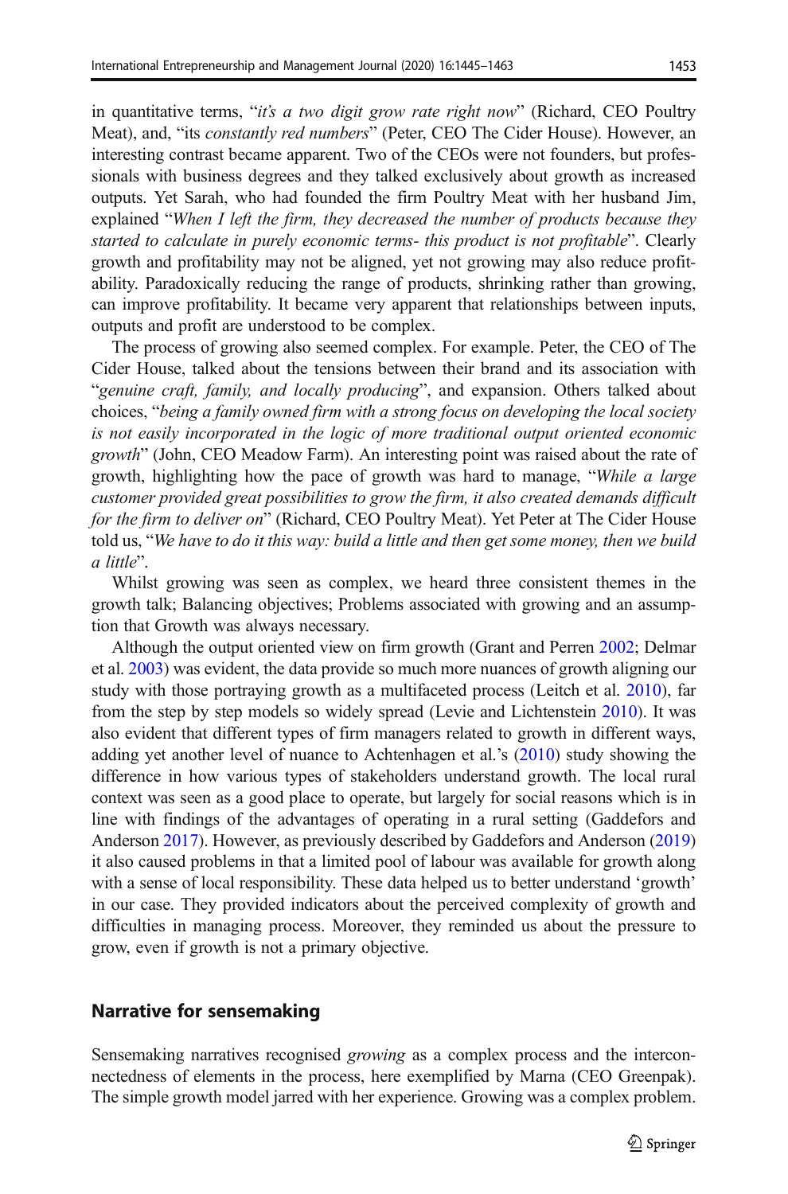in quantitative terms, "*it's a two digit grow rate right now*" (Richard, CEO Poultry Meat), and, "its *constantly red numbers*" (Peter, CEO The Cider House). However, an interesting contrast became apparent. Two of the CEOs were not founders, but professionals with business degrees and they talked exclusively about growth as increased outputs. Yet Sarah, who had founded the firm Poultry Meat with her husband Jim, explained "*When I left the firm, they decreased the number of products because they started to calculate in purely economic terms- this product is not profitable*". Clearly growth and profitability may not be aligned, yet not growing may also reduce profitability. Paradoxically reducing the range of products, shrinking rather than growing, can improve profitability. It became very apparent that relationships between inputs, outputs and profit are understood to be complex.

The process of growing also seemed complex. For example. Peter, the CEO of The Cider House, talked about the tensions between their brand and its association with "*genuine craft, family, and locally producing*", and expansion. Others talked about choices, "*being a family owned firm with a strong focus on developing the local society is not easily incorporated in the logic of more traditional output oriented economic growth*" (John, CEO Meadow Farm). An interesting point was raised about the rate of growth, highlighting how the pace of growth was hard to manage, "*While a large customer provided great possibilities to grow the firm, it also created demands difficult for the firm to deliver on*" (Richard, CEO Poultry Meat). Yet Peter at The Cider House told us, "*We have to do it this way: build a little and then get some money, then we build a little*".

Whilst growing was seen as complex, we heard three consistent themes in the growth talk; Balancing objectives; Problems associated with growing and an assumption that Growth was always necessary.

Although the output oriented view on firm growth (Grant and Perren 2002; Delmar et al. 2003) was evident, the data provide so much more nuances of growth aligning our study with those portraying growth as a multifaceted process (Leitch et al. 2010), far from the step by step models so widely spread (Levie and Lichtenstein 2010). It was also evident that different types of firm managers related to growth in different ways, adding yet another level of nuance to Achtenhagen et al.'s (2010) study showing the difference in how various types of stakeholders understand growth. The local rural context was seen as a good place to operate, but largely for social reasons which is in line with findings of the advantages of operating in a rural setting (Gaddefors and Anderson 2017). However, as previously described by Gaddefors and Anderson (2019) it also caused problems in that a limited pool of labour was available for growth along with a sense of local responsibility. These data helped us to better understand 'growth' in our case. They provided indicators about the perceived complexity of growth and difficulties in managing process. Moreover, they reminded us about the pressure to grow, even if growth is not a primary objective.

## Narrative for sensemaking

Sensemaking narratives recognised *growing* as a complex process and the interconnectedness of elements in the process, here exemplified by Marna (CEO Greenpak). The simple growth model jarred with her experience. Growing was a complex problem.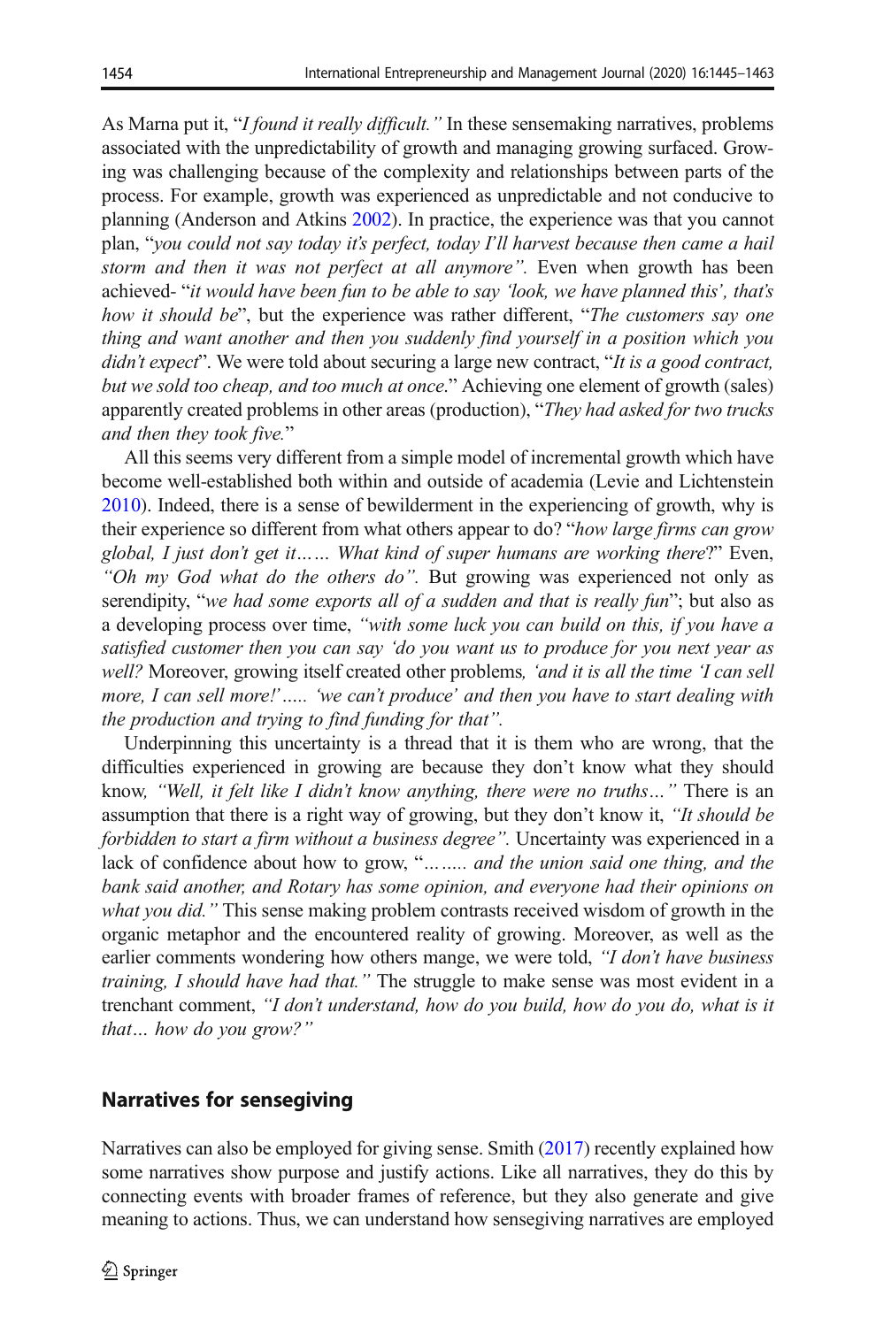As Marna put it, "*I found it really difficult.*" In these sensemaking narratives, problems associated with the unpredictability of growth and managing growing surfaced. Growing was challenging because of the complexity and relationships between parts of the process. For example, growth was experienced as unpredictable and not conducive to planning (Anderson and Atkins 2002). In practice, the experience was that you cannot plan, "*you could not say today it's perfect, today I'll harvest because then came a hail storm and then it was not perfect at all anymore".* Even when growth has been achieved- "*it would have been fun to be able to say 'look, we have planned this', that's how it should be*", but the experience was rather different, "*The customers say one thing and want another and then you suddenly find yourself in a position which you didn't expect*". We were told about securing a large new contract, "*It is a good contract, but we sold too cheap, and too much at once*." Achieving one element of growth (sales) apparently created problems in other areas (production), "*They had asked for two trucks and then they took five.*"

All this seems very different from a simple model of incremental growth which have become well-established both within and outside of academia (Levie and Lichtenstein 2010). Indeed, there is a sense of bewilderment in the experiencing of growth, why is their experience so different from what others appear to do? "*how large firms can grow global, I just don't get it…… What kind of super humans are working there*?" Even, *"Oh my God what do the others do".* But growing was experienced not only as serendipity, "*we had some exports all of a sudden and that is really fun*"; but also as a developing process over time, *"with some luck you can build on this, if you have a satisfied customer then you can say 'do you want us to produce for you next year as well?* Moreover, growing itself created other problems*, 'and it is all the time 'I can sell more, I can sell more!'….. 'we can't produce' and then you have to start dealing with the production and trying to find funding for that".*

Underpinning this uncertainty is a thread that it is them who are wrong, that the difficulties experienced in growing are because they don't know what they should know, *"Well, it felt like I didn't know anything, there were no truths…"* There is an assumption that there is a right way of growing, but they don't know it, *"It should be forbidden to start a firm without a business degree".* Uncertainty was experienced in a lack of confidence about how to grow, "*……… and the union said one thing, and the bank said another, and Rotary has some opinion, and everyone had their opinions on what you did."* This sense making problem contrasts received wisdom of growth in the organic metaphor and the encountered reality of growing. Moreover, as well as the earlier comments wondering how others mange, we were told, *"I don't have business training, I should have had that."* The struggle to make sense was most evident in a trenchant comment, *"I don't understand, how do you build, how do you do, what is it that… how do you grow?"*

## Narratives for sensegiving

Narratives can also be employed for giving sense. Smith (2017) recently explained how some narratives show purpose and justify actions. Like all narratives, they do this by connecting events with broader frames of reference, but they also generate and give meaning to actions. Thus, we can understand how sensegiving narratives are employed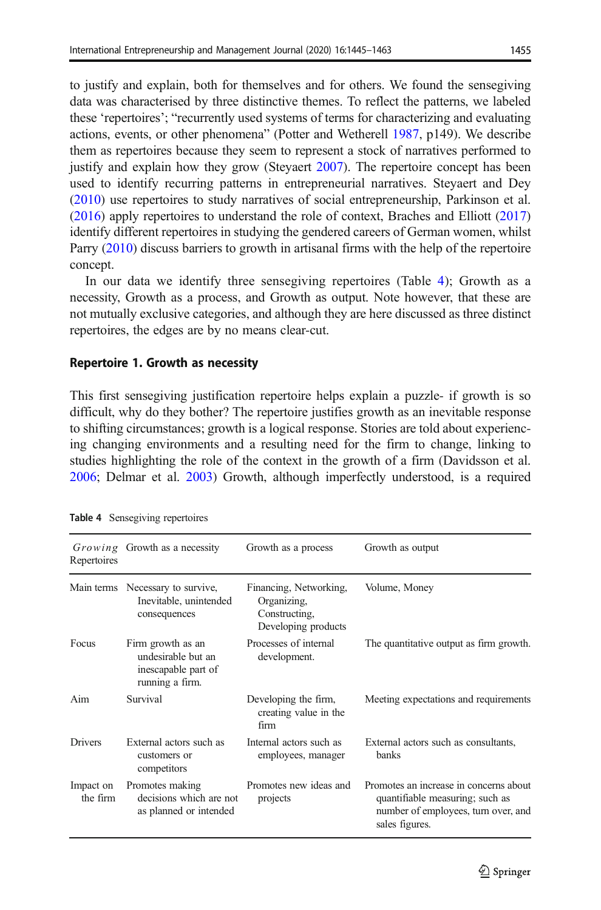to justify and explain, both for themselves and for others. We found the sensegiving data was characterised by three distinctive themes. To reflect the patterns, we labeled these 'repertoires'; "recurrently used systems of terms for characterizing and evaluating actions, events, or other phenomena" (Potter and Wetherell 1987, p149). We describe them as repertoires because they seem to represent a stock of narratives performed to justify and explain how they grow (Steyaert 2007). The repertoire concept has been used to identify recurring patterns in entrepreneurial narratives. Steyaert and Dey (2010) use repertoires to study narratives of social entrepreneurship, Parkinson et al. (2016) apply repertoires to understand the role of context, Braches and Elliott (2017) identify different repertoires in studying the gendered careers of German women, whilst Parry (2010) discuss barriers to growth in artisanal firms with the help of the repertoire concept.

In our data we identify three sensegiving repertoires (Table 4); Growth as a necessity, Growth as a process, and Growth as output. Note however, that these are not mutually exclusive categories, and although they are here discussed as three distinct repertoires, the edges are by no means clear-cut.

### Repertoire 1. Growth as necessity

This first sensegiving justification repertoire helps explain a puzzle- if growth is so difficult, why do they bother? The repertoire justifies growth as an inevitable response to shifting circumstances; growth is a logical response. Stories are told about experiencing changing environments and a resulting need for the firm to change, linking to studies highlighting the role of the context in the growth of a firm (Davidsson et al. 2006; Delmar et al. 2003) Growth, although imperfectly understood, is a required

**Table 4** Sensegiving repertoires

| *Growing* Repertoires | Growth as a necessity | Growth as a process | Growth as output |
|---|---|---|---|
| Main terms | Necessary to survive, Inevitable, unintended consequences | Financing, Networking, Organizing, Constructing, Developing products | Volume, Money |
| Focus | Firm growth as an undesirable but an inescapable part of running a firm. | Processes of internal development. | The quantitative output as firm growth. |
| Aim | Survival | Developing the firm, creating value in the firm | Meeting expectations and requirements |
| Drivers | External actors such as customers or competitors | Internal actors such as employees, manager | External actors such as consultants, banks |
| Impact on the firm | Promotes making decisions which are not as planned or intended | Promotes new ideas and projects | Promotes an increase in concerns about quantifiable measuring; such as number of employees, turn over, and sales figures. |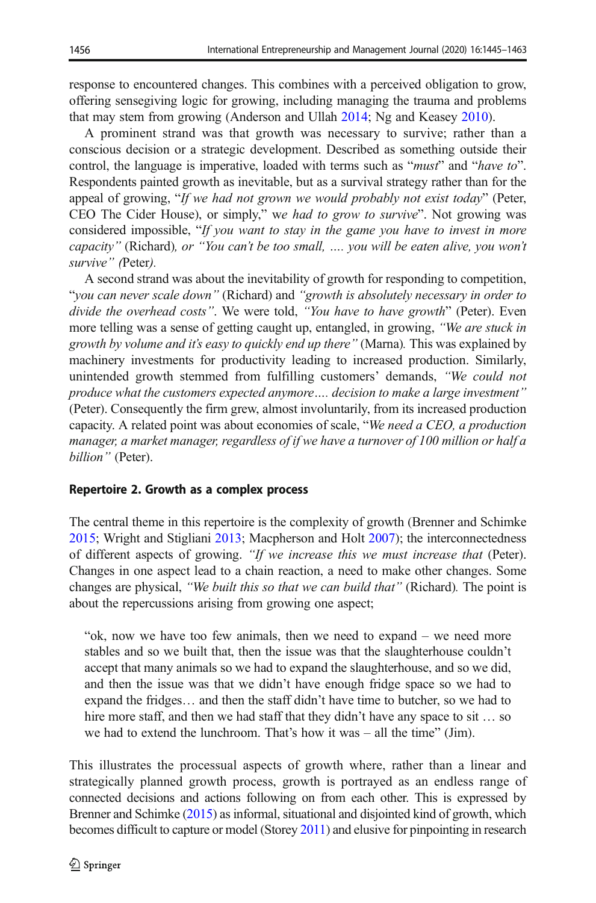response to encountered changes. This combines with a perceived obligation to grow, offering sensegiving logic for growing, including managing the trauma and problems that may stem from growing (Anderson and Ullah 2014; Ng and Keasey 2010).

A prominent strand was that growth was necessary to survive; rather than a conscious decision or a strategic development. Described as something outside their control, the language is imperative, loaded with terms such as "*must*" and "*have to*". Respondents painted growth as inevitable, but as a survival strategy rather than for the appeal of growing, "*If we had not grown we would probably not exist today*" (Peter, CEO The Cider House), or simply," *we had to grow to survive*". Not growing was considered impossible, "*If you want to stay in the game you have to invest in more capacity"* (Richard)*, or "You can't be too small, …. you will be eaten alive, you won't survive" (*Peter*).*

A second strand was about the inevitability of growth for responding to competition, "*you can never scale down"* (Richard) and *"growth is absolutely necessary in order to divide the overhead costs"*. We were told, *"You have to have growth*" (Peter). Even more telling was a sense of getting caught up, entangled, in growing, *"We are stuck in growth by volume and it's easy to quickly end up there"* (Marna)*.* This was explained by machinery investments for productivity leading to increased production. Similarly, unintended growth stemmed from fulfilling customers' demands, *"We could not produce what the customers expected anymore…. decision to make a large investment"* (Peter). Consequently the firm grew, almost involuntarily, from its increased production capacity. A related point was about economies of scale, "*We need a CEO, a production manager, a market manager, regardless of if we have a turnover of 100 million or half a billion"* (Peter).

**Repertoire 2. Growth as a complex process**

The central theme in this repertoire is the complexity of growth (Brenner and Schimke 2015; Wright and Stigliani 2013; Macpherson and Holt 2007); the interconnectedness of different aspects of growing. *"If we increase this we must increase that* (Peter). Changes in one aspect lead to a chain reaction, a need to make other changes. Some changes are physical, *"We built this so that we can build that"* (Richard)*.* The point is about the repercussions arising from growing one aspect;

> "ok, now we have too few animals, then we need to expand – we need more stables and so we built that, then the issue was that the slaughterhouse couldn't accept that many animals so we had to expand the slaughterhouse, and so we did, and then the issue was that we didn't have enough fridge space so we had to expand the fridges… and then the staff didn't have time to butcher, so we had to hire more staff, and then we had staff that they didn't have any space to sit … so we had to extend the lunchroom. That's how it was – all the time" (Jim).

This illustrates the processual aspects of growth where, rather than a linear and strategically planned growth process, growth is portrayed as an endless range of connected decisions and actions following on from each other. This is expressed by Brenner and Schimke (2015) as informal, situational and disjointed kind of growth, which becomes difficult to capture or model (Storey 2011) and elusive for pinpointing in research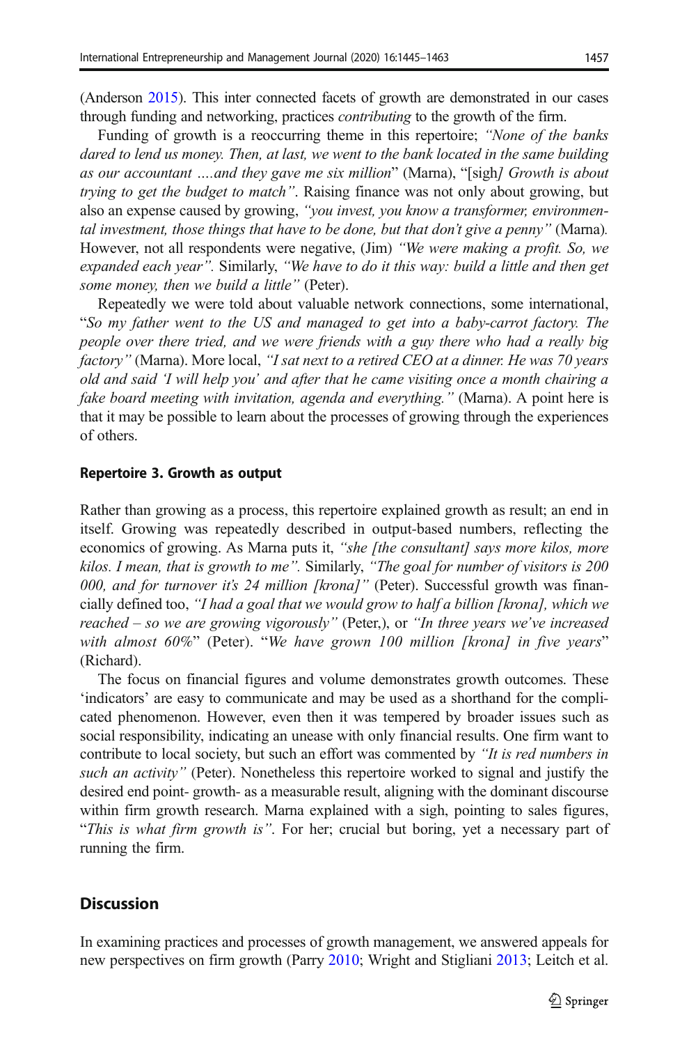(Anderson 2015). This inter connected facets of growth are demonstrated in our cases through funding and networking, practices *contributing* to the growth of the firm.

Funding of growth is a reoccurring theme in this repertoire; *"None of the banks dared to lend us money. Then, at last, we went to the bank located in the same building as our accountant ….and they gave me six million*" (Marna), "[sigh*] Growth is about trying to get the budget to match"*. Raising finance was not only about growing, but also an expense caused by growing, *"you invest, you know a transformer, environmental investment, those things that have to be done, but that don't give a penny"* (Marna). However, not all respondents were negative, (Jim) *"We were making a profit. So, we expanded each year"*. Similarly, *"We have to do it this way: build a little and then get some money, then we build a little"* (Peter).

Repeatedly we were told about valuable network connections, some international, "*So my father went to the US and managed to get into a baby-carrot factory. The people over there tried, and we were friends with a guy there who had a really big factory"* (Marna). More local, *"I sat next to a retired CEO at a dinner. He was 70 years old and said 'I will help you' and after that he came visiting once a month chairing a fake board meeting with invitation, agenda and everything."* (Marna). A point here is that it may be possible to learn about the processes of growing through the experiences of others.

#### Repertoire 3. Growth as output

Rather than growing as a process, this repertoire explained growth as result; an end in itself. Growing was repeatedly described in output-based numbers, reflecting the economics of growing. As Marna puts it, *"she [the consultant] says more kilos, more kilos. I mean, that is growth to me"*. Similarly, *"The goal for number of visitors is 200 000, and for turnover it's 24 million [krona]"* (Peter). Successful growth was financially defined too, *"I had a goal that we would grow to half a billion [krona], which we reached – so we are growing vigorously"* (Peter,), or *"In three years we've increased with almost 60%*" (Peter). "*We have grown 100 million [krona] in five years*" (Richard).

The focus on financial figures and volume demonstrates growth outcomes. These 'indicators' are easy to communicate and may be used as a shorthand for the complicated phenomenon. However, even then it was tempered by broader issues such as social responsibility, indicating an unease with only financial results. One firm want to contribute to local society, but such an effort was commented by *"It is red numbers in such an activity"* (Peter). Nonetheless this repertoire worked to signal and justify the desired end point- growth- as a measurable result, aligning with the dominant discourse within firm growth research. Marna explained with a sigh, pointing to sales figures, "*This is what firm growth is"*. For her; crucial but boring, yet a necessary part of running the firm.

## Discussion

In examining practices and processes of growth management, we answered appeals for new perspectives on firm growth (Parry 2010; Wright and Stigliani 2013; Leitch et al.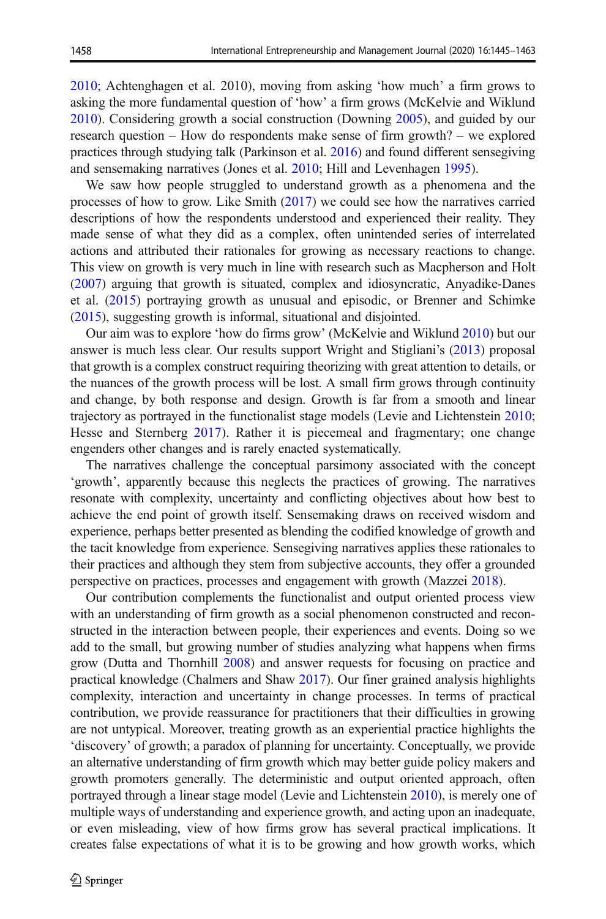2010; Achtenghagen et al. 2010), moving from asking 'how much' a firm grows to asking the more fundamental question of 'how' a firm grows (McKelvie and Wiklund 2010). Considering growth a social construction (Downing 2005), and guided by our research question – How do respondents make sense of firm growth? – we explored practices through studying talk (Parkinson et al. 2016) and found different sensegiving and sensemaking narratives (Jones et al. 2010; Hill and Levenhagen 1995).

We saw how people struggled to understand growth as a phenomena and the processes of how to grow. Like Smith (2017) we could see how the narratives carried descriptions of how the respondents understood and experienced their reality. They made sense of what they did as a complex, often unintended series of interrelated actions and attributed their rationales for growing as necessary reactions to change. This view on growth is very much in line with research such as Macpherson and Holt (2007) arguing that growth is situated, complex and idiosyncratic, Anyadike-Danes et al. (2015) portraying growth as unusual and episodic, or Brenner and Schimke (2015), suggesting growth is informal, situational and disjointed.

Our aim was to explore 'how do firms grow' (McKelvie and Wiklund 2010) but our answer is much less clear. Our results support Wright and Stigliani's (2013) proposal that growth is a complex construct requiring theorizing with great attention to details, or the nuances of the growth process will be lost. A small firm grows through continuity and change, by both response and design. Growth is far from a smooth and linear trajectory as portrayed in the functionalist stage models (Levie and Lichtenstein 2010; Hesse and Sternberg 2017). Rather it is piecemeal and fragmentary; one change engenders other changes and is rarely enacted systematically.

The narratives challenge the conceptual parsimony associated with the concept 'growth', apparently because this neglects the practices of growing. The narratives resonate with complexity, uncertainty and conflicting objectives about how best to achieve the end point of growth itself. Sensemaking draws on received wisdom and experience, perhaps better presented as blending the codified knowledge of growth and the tacit knowledge from experience. Sensegiving narratives applies these rationales to their practices and although they stem from subjective accounts, they offer a grounded perspective on practices, processes and engagement with growth (Mazzei 2018).

Our contribution complements the functionalist and output oriented process view with an understanding of firm growth as a social phenomenon constructed and reconstructed in the interaction between people, their experiences and events. Doing so we add to the small, but growing number of studies analyzing what happens when firms grow (Dutta and Thornhill 2008) and answer requests for focusing on practice and practical knowledge (Chalmers and Shaw 2017). Our finer grained analysis highlights complexity, interaction and uncertainty in change processes. In terms of practical contribution, we provide reassurance for practitioners that their difficulties in growing are not untypical. Moreover, treating growth as an experiential practice highlights the 'discovery' of growth; a paradox of planning for uncertainty. Conceptually, we provide an alternative understanding of firm growth which may better guide policy makers and growth promoters generally. The deterministic and output oriented approach, often portrayed through a linear stage model (Levie and Lichtenstein 2010), is merely one of multiple ways of understanding and experience growth, and acting upon an inadequate, or even misleading, view of how firms grow has several practical implications. It creates false expectations of what it is to be growing and how growth works, which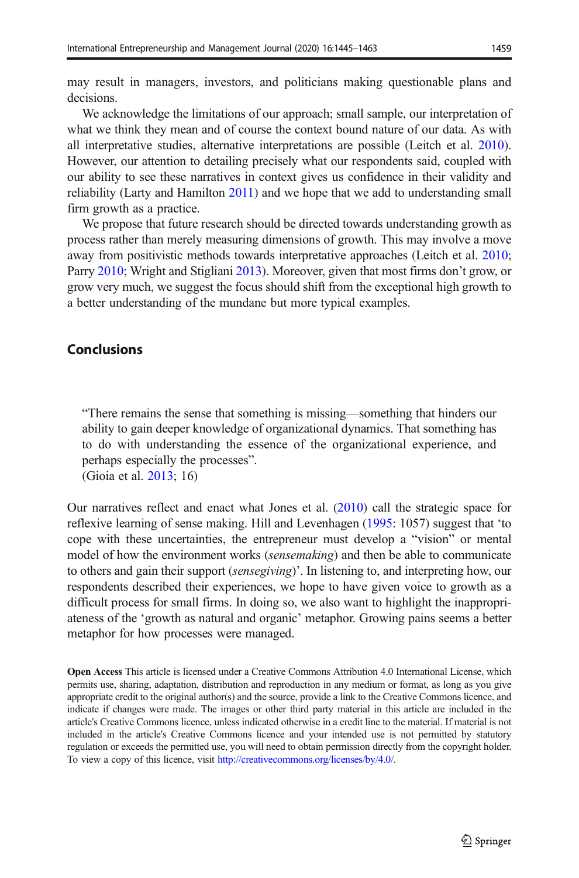may result in managers, investors, and politicians making questionable plans and decisions.

We acknowledge the limitations of our approach; small sample, our interpretation of what we think they mean and of course the context bound nature of our data. As with all interpretative studies, alternative interpretations are possible (Leitch et al. 2010). However, our attention to detailing precisely what our respondents said, coupled with our ability to see these narratives in context gives us confidence in their validity and reliability (Larty and Hamilton 2011) and we hope that we add to understanding small firm growth as a practice.

We propose that future research should be directed towards understanding growth as process rather than merely measuring dimensions of growth. This may involve a move away from positivistic methods towards interpretative approaches (Leitch et al. 2010; Parry 2010; Wright and Stigliani 2013). Moreover, given that most firms don't grow, or grow very much, we suggest the focus should shift from the exceptional high growth to a better understanding of the mundane but more typical examples.

## Conclusions

> "There remains the sense that something is missing—something that hinders our ability to gain deeper knowledge of organizational dynamics. That something has to do with understanding the essence of the organizational experience, and perhaps especially the processes".
> (Gioia et al. 2013; 16)

Our narratives reflect and enact what Jones et al. (2010) call the strategic space for reflexive learning of sense making. Hill and Levenhagen (1995: 1057) suggest that 'to cope with these uncertainties, the entrepreneur must develop a "vision" or mental model of how the environment works (*sensemaking*) and then be able to communicate to others and gain their support (*sensegiving*)'. In listening to, and interpreting how, our respondents described their experiences, we hope to have given voice to growth as a difficult process for small firms. In doing so, we also want to highlight the inappropriateness of the 'growth as natural and organic' metaphor. Growing pains seems a better metaphor for how processes were managed.

**Open Access** This article is licensed under a Creative Commons Attribution 4.0 International License, which permits use, sharing, adaptation, distribution and reproduction in any medium or format, as long as you give appropriate credit to the original author(s) and the source, provide a link to the Creative Commons licence, and indicate if changes were made. The images or other third party material in this article are included in the article's Creative Commons licence, unless indicated otherwise in a credit line to the material. If material is not included in the article's Creative Commons licence and your intended use is not permitted by statutory regulation or exceeds the permitted use, you will need to obtain permission directly from the copyright holder. To view a copy of this licence, visit http://creativecommons.org/licenses/by/4.0/.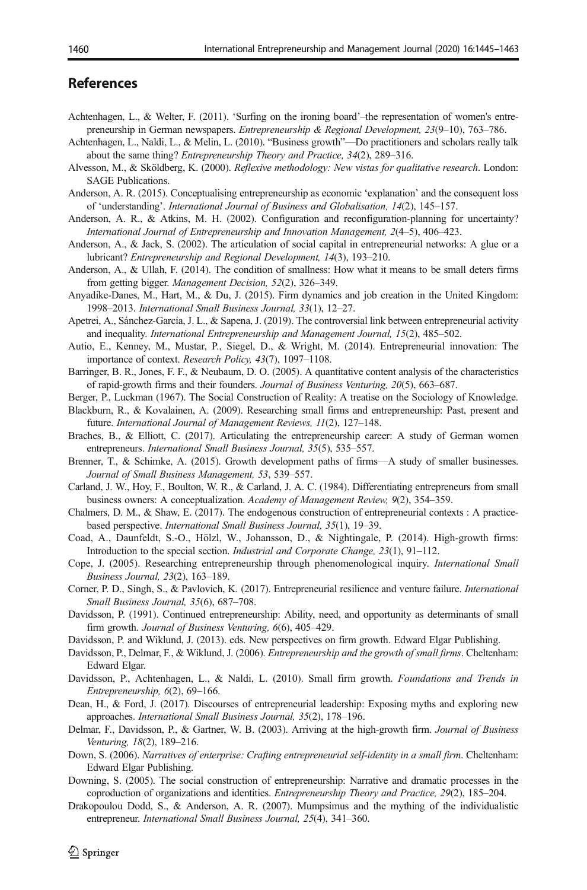## References

Achtenhagen, L., & Welter, F. (2011). 'Surfing on the ironing board'–the representation of women's entrepreneurship in German newspapers. *Entrepreneurship & Regional Development, 23*(9–10), 763–786.

Achtenhagen, L., Naldi, L., & Melin, L. (2010). "Business growth"—Do practitioners and scholars really talk about the same thing? *Entrepreneurship Theory and Practice, 34*(2), 289–316.

Alvesson, M., & Sköldberg, K. (2000). *Reflexive methodology: New vistas for qualitative research*. London: SAGE Publications.

Anderson, A. R. (2015). Conceptualising entrepreneurship as economic 'explanation' and the consequent loss of 'understanding'. *International Journal of Business and Globalisation, 14*(2), 145–157.

Anderson, A. R., & Atkins, M. H. (2002). Configuration and reconfiguration-planning for uncertainty? *International Journal of Entrepreneurship and Innovation Management, 2*(4–5), 406–423.

Anderson, A., & Jack, S. (2002). The articulation of social capital in entrepreneurial networks: A glue or a lubricant? *Entrepreneurship and Regional Development, 14*(3), 193–210.

Anderson, A., & Ullah, F. (2014). The condition of smallness: How what it means to be small deters firms from getting bigger. *Management Decision, 52*(2), 326–349.

Anyadike-Danes, M., Hart, M., & Du, J. (2015). Firm dynamics and job creation in the United Kingdom: 1998–2013. *International Small Business Journal, 33*(1), 12–27.

Apetrei, A., Sánchez-García, J. L., & Sapena, J. (2019). The controversial link between entrepreneurial activity and inequality. *International Entrepreneurship and Management Journal, 15*(2), 485–502.

Autio, E., Kenney, M., Mustar, P., Siegel, D., & Wright, M. (2014). Entrepreneurial innovation: The importance of context. *Research Policy, 43*(7), 1097–1108.

Barringer, B. R., Jones, F. F., & Neubaum, D. O. (2005). A quantitative content analysis of the characteristics of rapid-growth firms and their founders. *Journal of Business Venturing, 20*(5), 663–687.

Berger, P., Luckman (1967). The Social Construction of Reality: A treatise on the Sociology of Knowledge.

Blackburn, R., & Kovalainen, A. (2009). Researching small firms and entrepreneurship: Past, present and future. *International Journal of Management Reviews, 11*(2), 127–148.

Braches, B., & Elliott, C. (2017). Articulating the entrepreneurship career: A study of German women entrepreneurs. *International Small Business Journal, 35*(5), 535–557.

Brenner, T., & Schimke, A. (2015). Growth development paths of firms—A study of smaller businesses. *Journal of Small Business Management, 53*, 539–557.

Carland, J. W., Hoy, F., Boulton, W. R., & Carland, J. A. C. (1984). Differentiating entrepreneurs from small business owners: A conceptualization. *Academy of Management Review, 9*(2), 354–359.

Chalmers, D. M., & Shaw, E. (2017). The endogenous construction of entrepreneurial contexts : A practice-based perspective. *International Small Business Journal, 35*(1), 19–39.

Coad, A., Daunfeldt, S.-O., Hölzl, W., Johansson, D., & Nightingale, P. (2014). High-growth firms: Introduction to the special section. *Industrial and Corporate Change, 23*(1), 91–112.

Cope, J. (2005). Researching entrepreneurship through phenomenological inquiry. *International Small Business Journal, 23*(2), 163–189.

Corner, P. D., Singh, S., & Pavlovich, K. (2017). Entrepreneurial resilience and venture failure. *International Small Business Journal, 35*(6), 687–708.

Davidsson, P. (1991). Continued entrepreneurship: Ability, need, and opportunity as determinants of small firm growth. *Journal of Business Venturing, 6*(6), 405–429.

Davidsson, P. and Wiklund, J. (2013). eds. New perspectives on firm growth. Edward Elgar Publishing.

Davidsson, P., Delmar, F., & Wiklund, J. (2006). *Entrepreneurship and the growth of small firms*. Cheltenham: Edward Elgar.

Davidsson, P., Achtenhagen, L., & Naldi, L. (2010). Small firm growth. *Foundations and Trends in Entrepreneurship, 6*(2), 69–166.

Dean, H., & Ford, J. (2017). Discourses of entrepreneurial leadership: Exposing myths and exploring new approaches. *International Small Business Journal, 35*(2), 178–196.

Delmar, F., Davidsson, P., & Gartner, W. B. (2003). Arriving at the high-growth firm. *Journal of Business Venturing, 18*(2), 189–216.

Down, S. (2006). *Narratives of enterprise: Crafting entrepreneurial self-identity in a small firm*. Cheltenham: Edward Elgar Publishing.

Downing, S. (2005). The social construction of entrepreneurship: Narrative and dramatic processes in the coproduction of organizations and identities. *Entrepreneurship Theory and Practice, 29*(2), 185–204.

Drakopoulou Dodd, S., & Anderson, A. R. (2007). Mumpsimus and the mything of the individualistic entrepreneur. *International Small Business Journal, 25*(4), 341–360.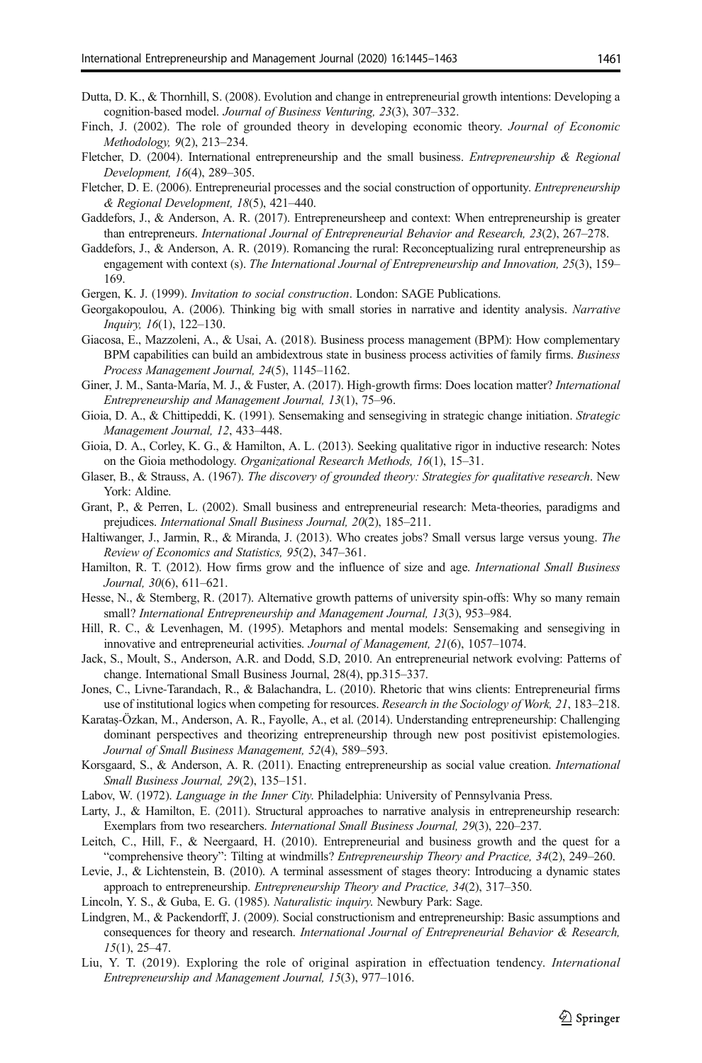Dutta, D. K., & Thornhill, S. (2008). Evolution and change in entrepreneurial growth intentions: Developing a cognition-based model. *Journal of Business Venturing, 23*(3), 307–332.

Finch, J. (2002). The role of grounded theory in developing economic theory. *Journal of Economic Methodology, 9*(2), 213–234.

Fletcher, D. (2004). International entrepreneurship and the small business. *Entrepreneurship & Regional Development, 16*(4), 289–305.

Fletcher, D. E. (2006). Entrepreneurial processes and the social construction of opportunity. *Entrepreneurship & Regional Development, 18*(5), 421–440.

Gaddefors, J., & Anderson, A. R. (2017). Entrepreneursheep and context: When entrepreneurship is greater than entrepreneurs. *International Journal of Entrepreneurial Behavior and Research, 23*(2), 267–278.

Gaddefors, J., & Anderson, A. R. (2019). Romancing the rural: Reconceptualizing rural entrepreneurship as engagement with context (s). *The International Journal of Entrepreneurship and Innovation, 25*(3), 159–169.

Gergen, K. J. (1999). *Invitation to social construction*. London: SAGE Publications.

Georgakopoulou, A. (2006). Thinking big with small stories in narrative and identity analysis. *Narrative Inquiry, 16*(1), 122–130.

Giacosa, E., Mazzoleni, A., & Usai, A. (2018). Business process management (BPM): How complementary BPM capabilities can build an ambidextrous state in business process activities of family firms. *Business Process Management Journal, 24*(5), 1145–1162.

Giner, J. M., Santa-María, M. J., & Fuster, A. (2017). High-growth firms: Does location matter? *International Entrepreneurship and Management Journal, 13*(1), 75–96.

Gioia, D. A., & Chittipeddi, K. (1991). Sensemaking and sensegiving in strategic change initiation. *Strategic Management Journal, 12*, 433–448.

Gioia, D. A., Corley, K. G., & Hamilton, A. L. (2013). Seeking qualitative rigor in inductive research: Notes on the Gioia methodology. *Organizational Research Methods, 16*(1), 15–31.

Glaser, B., & Strauss, A. (1967). *The discovery of grounded theory: Strategies for qualitative research*. New York: Aldine.

Grant, P., & Perren, L. (2002). Small business and entrepreneurial research: Meta-theories, paradigms and prejudices. *International Small Business Journal, 20*(2), 185–211.

Haltiwanger, J., Jarmin, R., & Miranda, J. (2013). Who creates jobs? Small versus large versus young. *The Review of Economics and Statistics, 95*(2), 347–361.

Hamilton, R. T. (2012). How firms grow and the influence of size and age. *International Small Business Journal, 30*(6), 611–621.

Hesse, N., & Sternberg, R. (2017). Alternative growth patterns of university spin-offs: Why so many remain small? *International Entrepreneurship and Management Journal, 13*(3), 953–984.

Hill, R. C., & Levenhagen, M. (1995). Metaphors and mental models: Sensemaking and sensegiving in innovative and entrepreneurial activities. *Journal of Management, 21*(6), 1057–1074.

Jack, S., Moult, S., Anderson, A.R. and Dodd, S.D, 2010. An entrepreneurial network evolving: Patterns of change. International Small Business Journal, 28(4), pp.315–337.

Jones, C., Livne-Tarandach, R., & Balachandra, L. (2010). Rhetoric that wins clients: Entrepreneurial firms use of institutional logics when competing for resources. *Research in the Sociology of Work, 21*, 183–218.

Karataş-Özkan, M., Anderson, A. R., Fayolle, A., et al. (2014). Understanding entrepreneurship: Challenging dominant perspectives and theorizing entrepreneurship through new post positivist epistemologies. *Journal of Small Business Management, 52*(4), 589–593.

Korsgaard, S., & Anderson, A. R. (2011). Enacting entrepreneurship as social value creation. *International Small Business Journal, 29*(2), 135–151.

Labov, W. (1972). *Language in the Inner City.* Philadelphia: University of Pennsylvania Press.

Larty, J., & Hamilton, E. (2011). Structural approaches to narrative analysis in entrepreneurship research: Exemplars from two researchers. *International Small Business Journal, 29*(3), 220–237.

Leitch, C., Hill, F., & Neergaard, H. (2010). Entrepreneurial and business growth and the quest for a "comprehensive theory": Tilting at windmills? *Entrepreneurship Theory and Practice, 34*(2), 249–260.

Levie, J., & Lichtenstein, B. (2010). A terminal assessment of stages theory: Introducing a dynamic states approach to entrepreneurship. *Entrepreneurship Theory and Practice, 34*(2), 317–350.

Lincoln, Y. S., & Guba, E. G. (1985). *Naturalistic inquiry.* Newbury Park: Sage.

Lindgren, M., & Packendorff, J. (2009). Social constructionism and entrepreneurship: Basic assumptions and consequences for theory and research. *International Journal of Entrepreneurial Behavior & Research, 15*(1), 25–47.

Liu, Y. T. (2019). Exploring the role of original aspiration in effectuation tendency. *International Entrepreneurship and Management Journal, 15*(3), 977–1016.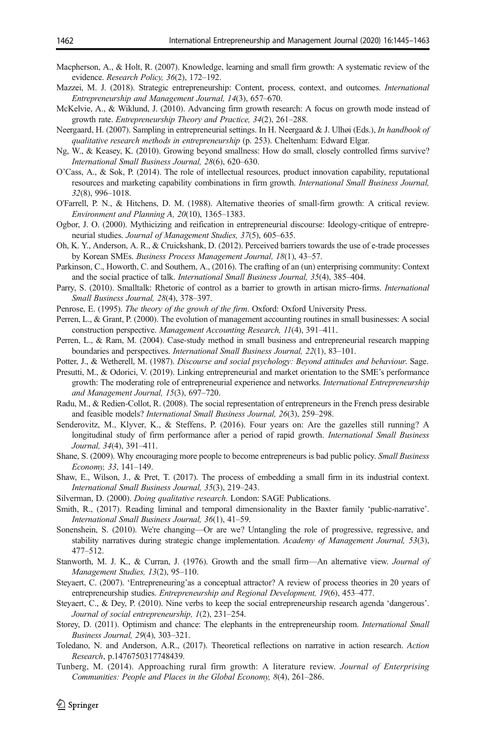Macpherson, A., & Holt, R. (2007). Knowledge, learning and small firm growth: A systematic review of the evidence. *Research Policy, 36*(2), 172–192.

Mazzei, M. J. (2018). Strategic entrepreneurship: Content, process, context, and outcomes. *International Entrepreneurship and Management Journal, 14*(3), 657–670.

McKelvie, A., & Wiklund, J. (2010). Advancing firm growth research: A focus on growth mode instead of growth rate. *Entrepreneurship Theory and Practice, 34*(2), 261–288.

Neergaard, H. (2007). Sampling in entrepreneurial settings. In H. Neergaard & J. Ulhøi (Eds.), *In handbook of qualitative research methods in entrepreneurship* (p. 253). Cheltenham: Edward Elgar.

Ng, W., & Keasey, K. (2010). Growing beyond smallness: How do small, closely controlled firms survive? *International Small Business Journal, 28*(6), 620–630.

O'Cass, A., & Sok, P. (2014). The role of intellectual resources, product innovation capability, reputational resources and marketing capability combinations in firm growth. *International Small Business Journal, 32*(8), 996–1018.

O'Farrell, P. N., & Hitchens, D. M. (1988). Alternative theories of small-firm growth: A critical review. *Environment and Planning A, 20*(10), 1365–1383.

Ogbor, J. O. (2000). Mythicizing and reification in entrepreneurial discourse: Ideology-critique of entrepreneurial studies. *Journal of Management Studies, 37*(5), 605–635.

Oh, K. Y., Anderson, A. R., & Cruickshank, D. (2012). Perceived barriers towards the use of e-trade processes by Korean SMEs. *Business Process Management Journal, 18*(1), 43–57.

Parkinson, C., Howorth, C. and Southern, A., (2016). The crafting of an (un) enterprising community: Context and the social practice of talk. *International Small Business Journal, 35*(4), 385–404.

Parry, S. (2010). Smalltalk: Rhetoric of control as a barrier to growth in artisan micro-firms. *International Small Business Journal, 28*(4), 378–397.

Penrose, E. (1995). *The theory of the growh of the firm*. Oxford: Oxford University Press.

Perren, L., & Grant, P. (2000). The evolution of management accounting routines in small businesses: A social construction perspective. *Management Accounting Research, 11*(4), 391–411.

Perren, L., & Ram, M. (2004). Case-study method in small business and entrepreneurial research mapping boundaries and perspectives. *International Small Business Journal, 22*(1), 83–101.

Potter, J., & Wetherell, M. (1987). *Discourse and social psychology: Beyond attitudes and behaviour*. Sage.

Presutti, M., & Odorici, V. (2019). Linking entrepreneurial and market orientation to the SME's performance growth: The moderating role of entrepreneurial experience and networks. *International Entrepreneurship and Management Journal, 15*(3), 697–720.

Radu, M., & Redien-Collot, R. (2008). The social representation of entrepreneurs in the French press desirable and feasible models? *International Small Business Journal, 26*(3), 259–298.

Senderovitz, M., Klyver, K., & Steffens, P. (2016). Four years on: Are the gazelles still running? A longitudinal study of firm performance after a period of rapid growth. *International Small Business Journal, 34*(4), 391–411.

Shane, S. (2009). Why encouraging more people to become entrepreneurs is bad public policy. *Small Business Economy, 33*, 141–149.

Shaw, E., Wilson, J., & Pret, T. (2017). The process of embedding a small firm in its industrial context. *International Small Business Journal, 35*(3), 219–243.

Silverman, D. (2000). *Doing qualitative research*. London: SAGE Publications.

Smith, R., (2017). Reading liminal and temporal dimensionality in the Baxter family 'public-narrative'. *International Small Business Journal, 36*(1), 41–59.

Sonenshein, S. (2010). We're changing—Or are we? Untangling the role of progressive, regressive, and stability narratives during strategic change implementation. *Academy of Management Journal, 53*(3), 477–512.

Stanworth, M. J. K., & Curran, J. (1976). Growth and the small firm—An alternative view. *Journal of Management Studies, 13*(2), 95–110.

Steyaert, C. (2007). 'Entrepreneuring'as a conceptual attractor? A review of process theories in 20 years of entrepreneurship studies. *Entrepreneurship and Regional Development, 19*(6), 453–477.

Steyaert, C., & Dey, P. (2010). Nine verbs to keep the social entrepreneurship research agenda 'dangerous'. *Journal of social entrepreneurship, 1*(2), 231–254.

Storey, D. (2011). Optimism and chance: The elephants in the entrepreneurship room. *International Small Business Journal, 29*(4), 303–321.

Toledano, N. and Anderson, A.R., (2017). Theoretical reflections on narrative in action research. *Action Research*, p.1476750317748439.

Tunberg, M. (2014). Approaching rural firm growth: A literature review. *Journal of Enterprising Communities: People and Places in the Global Economy, 8*(4), 261–286.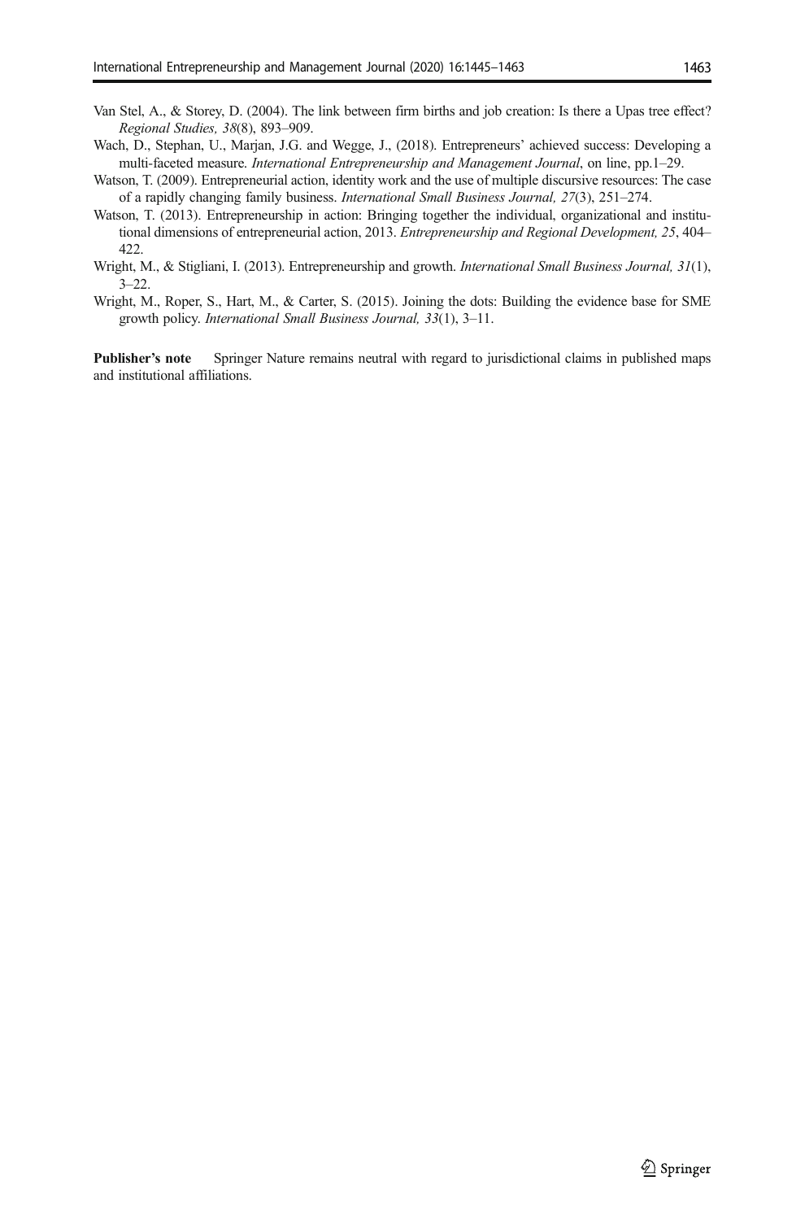Van Stel, A., & Storey, D. (2004). The link between firm births and job creation: Is there a Upas tree effect? *Regional Studies, 38*(8), 893–909.

Wach, D., Stephan, U., Marjan, J.G. and Wegge, J., (2018). Entrepreneurs' achieved success: Developing a multi-faceted measure. *International Entrepreneurship and Management Journal*, on line, pp.1–29.

Watson, T. (2009). Entrepreneurial action, identity work and the use of multiple discursive resources: The case of a rapidly changing family business. *International Small Business Journal, 27*(3), 251–274.

Watson, T. (2013). Entrepreneurship in action: Bringing together the individual, organizational and institutional dimensions of entrepreneurial action, 2013. *Entrepreneurship and Regional Development, 25*, 404–422.

Wright, M., & Stigliani, I. (2013). Entrepreneurship and growth. *International Small Business Journal, 31*(1), 3–22.

Wright, M., Roper, S., Hart, M., & Carter, S. (2015). Joining the dots: Building the evidence base for SME growth policy. *International Small Business Journal, 33*(1), 3–11.

**Publisher's note** Springer Nature remains neutral with regard to jurisdictional claims in published maps and institutional affiliations.